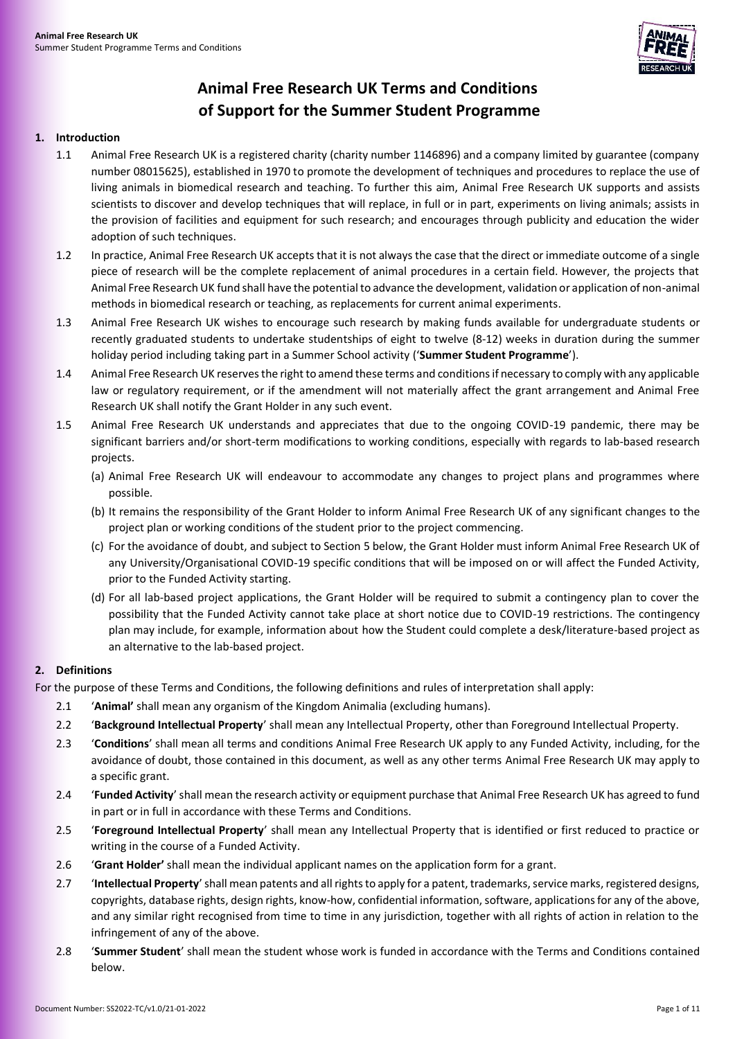# Animal Free Research UK Terms and Conditions of Support for the Summer Student Programme

## 1. Introduction

1.1 Animal Free Research UK is a registered charity (charity number 1146896) and a company limited by guarantee (company number 08015625), established in 1970 to promote the development of techniques and procedures to replace the use of living animals in biomedical research and teaching. To further this aim, Animal Free Research UK supports and assists scientists to discover and develop techniques that will replace, in full or in part, experiments on living animals; assists in the provision of facilities and equipment for such research; and encourages through publicity and education the wider adoption of such techniques.

1.2 In practice, Animal Free Research UK accepts that it is not always the case that the direct or immediate outcome of a single piece of research will be the complete replacement of animal procedures in a certain field. However, the projects that Animal Free Research UK fund shall have the potential to advance the development, validation or application of non-animal methods in biomedical research or teaching, as replacements for current animal experiments.

1.3 Animal Free Research UK wishes to encourage such research by making funds available for undergraduate students or recently graduated students to undertake studentships of eight to twelve (8-12) weeks in duration during the summer holiday period including taking part in a Summer School activity ('**Summer Student Programme**').

1.4 Animal Free Research UK reserves the right to amend these terms and conditions if necessary to comply with any applicable law or regulatory requirement, or if the amendment will not materially affect the grant arrangement and Animal Free Research UK shall notify the Grant Holder in any such event.

1.5 Animal Free Research UK understands and appreciates that due to the ongoing COVID-19 pandemic, there may be significant barriers and/or short-term modifications to working conditions, especially with regards to lab-based research projects.

(a) Animal Free Research UK will endeavour to accommodate any changes to project plans and programmes where possible.

(b) It remains the responsibility of the Grant Holder to inform Animal Free Research UK of any significant changes to the project plan or working conditions of the student prior to the project commencing.

(c) For the avoidance of doubt, and subject to Section 5 below, the Grant Holder must inform Animal Free Research UK of any University/Organisational COVID-19 specific conditions that will be imposed on or will affect the Funded Activity, prior to the Funded Activity starting.

(d) For all lab-based project applications, the Grant Holder will be required to submit a contingency plan to cover the possibility that the Funded Activity cannot take place at short notice due to COVID-19 restrictions. The contingency plan may include, for example, information about how the Student could complete a desk/literature-based project as an alternative to the lab-based project.

## 2. Definitions

For the purpose of these Terms and Conditions, the following definitions and rules of interpretation shall apply:

2.1 '**Animal'** shall mean any organism of the Kingdom Animalia (excluding humans).

2.2 '**Background Intellectual Property**' shall mean any Intellectual Property, other than Foreground Intellectual Property.

2.3 '**Conditions**' shall mean all terms and conditions Animal Free Research UK apply to any Funded Activity, including, for the avoidance of doubt, those contained in this document, as well as any other terms Animal Free Research UK may apply to a specific grant.

2.4 '**Funded Activity**' shall mean the research activity or equipment purchase that Animal Free Research UK has agreed to fund in part or in full in accordance with these Terms and Conditions.

2.5 '**Foreground Intellectual Property**' shall mean any Intellectual Property that is identified or first reduced to practice or writing in the course of a Funded Activity.

2.6 '**Grant Holder'** shall mean the individual applicant names on the application form for a grant.

2.7 '**Intellectual Property**' shall mean patents and all rights to apply for a patent, trademarks, service marks, registered designs, copyrights, database rights, design rights, know-how, confidential information, software, applications for any of the above, and any similar right recognised from time to time in any jurisdiction, together with all rights of action in relation to the infringement of any of the above.

2.8 '**Summer Student**' shall mean the student whose work is funded in accordance with the Terms and Conditions contained below.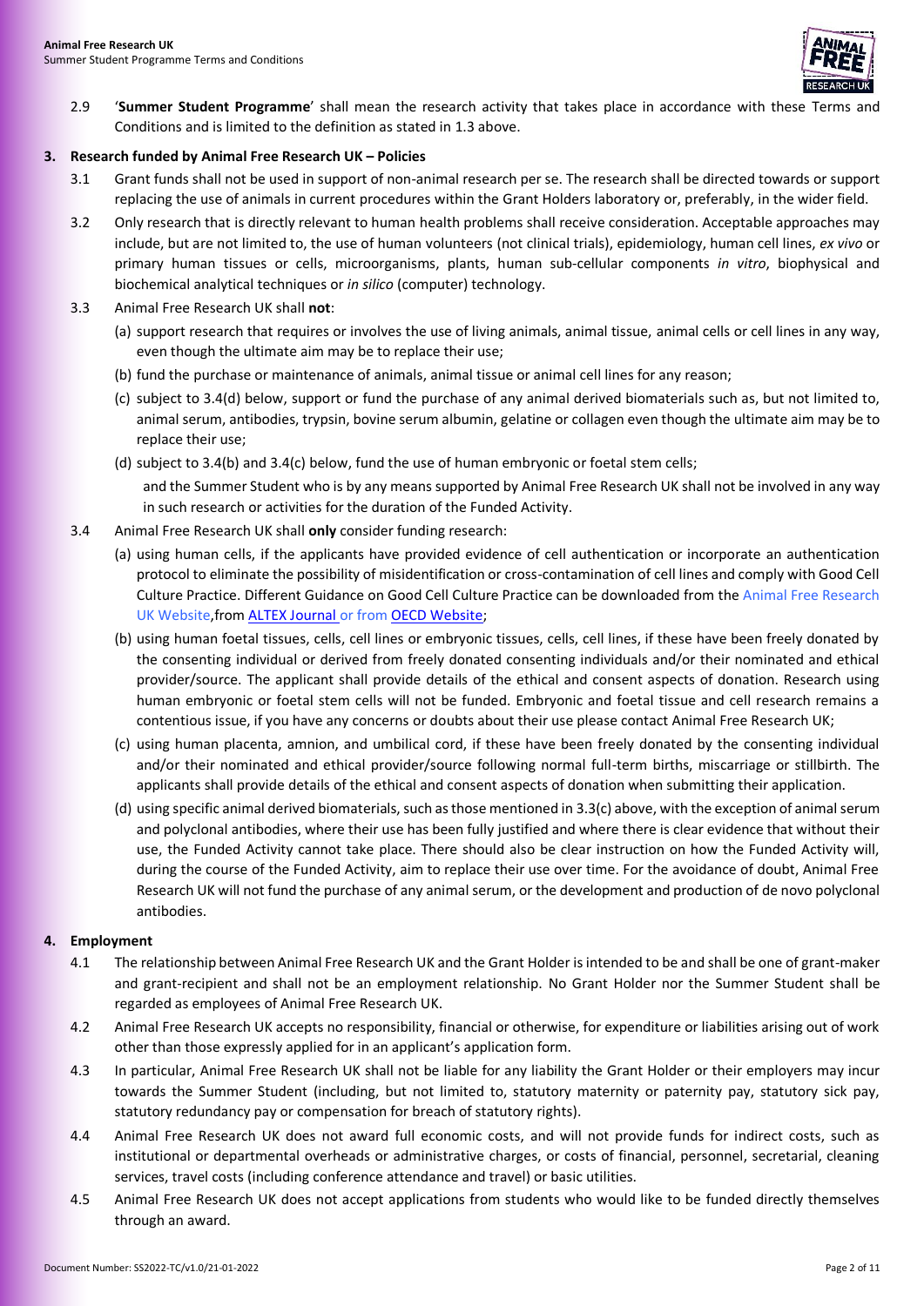2.9 '**Summer Student Programme**' shall mean the research activity that takes place in accordance with these Terms and Conditions and is limited to the definition as stated in 1.3 above.

## 3. Research funded by Animal Free Research UK – Policies

3.1 Grant funds shall not be used in support of non-animal research per se. The research shall be directed towards or support replacing the use of animals in current procedures within the Grant Holders laboratory or, preferably, in the wider field.

3.2 Only research that is directly relevant to human health problems shall receive consideration. Acceptable approaches may include, but are not limited to, the use of human volunteers (not clinical trials), epidemiology, human cell lines, *ex vivo* or primary human tissues or cells, microorganisms, plants, human sub-cellular components *in vitro*, biophysical and biochemical analytical techniques or *in silico* (computer) technology.

3.3 Animal Free Research UK shall **not**:

(a) support research that requires or involves the use of living animals, animal tissue, animal cells or cell lines in any way, even though the ultimate aim may be to replace their use;

(b) fund the purchase or maintenance of animals, animal tissue or animal cell lines for any reason;

(c) subject to 3.4(d) below, support or fund the purchase of any animal derived biomaterials such as, but not limited to, animal serum, antibodies, trypsin, bovine serum albumin, gelatine or collagen even though the ultimate aim may be to replace their use;

(d) subject to 3.4(b) and 3.4(c) below, fund the use of human embryonic or foetal stem cells;

and the Summer Student who is by any means supported by Animal Free Research UK shall not be involved in any way in such research or activities for the duration of the Funded Activity.

3.4 Animal Free Research UK shall **only** consider funding research:

(a) using human cells, if the applicants have provided evidence of cell authentication or incorporate an authentication protocol to eliminate the possibility of misidentification or cross-contamination of cell lines and comply with Good Cell Culture Practice. Different Guidance on Good Cell Culture Practice can be downloaded from the Animal Free Research UK Website,from ALTEX Journal or from OECD Website;

(b) using human foetal tissues, cells, cell lines or embryonic tissues, cells, cell lines, if these have been freely donated by the consenting individual or derived from freely donated consenting individuals and/or their nominated and ethical provider/source. The applicant shall provide details of the ethical and consent aspects of donation. Research using human embryonic or foetal stem cells will not be funded. Embryonic and foetal tissue and cell research remains a contentious issue, if you have any concerns or doubts about their use please contact Animal Free Research UK;

(c) using human placenta, amnion, and umbilical cord, if these have been freely donated by the consenting individual and/or their nominated and ethical provider/source following normal full-term births, miscarriage or stillbirth. The applicants shall provide details of the ethical and consent aspects of donation when submitting their application.

(d) using specific animal derived biomaterials, such as those mentioned in 3.3(c) above, with the exception of animal serum and polyclonal antibodies, where their use has been fully justified and where there is clear evidence that without their use, the Funded Activity cannot take place. There should also be clear instruction on how the Funded Activity will, during the course of the Funded Activity, aim to replace their use over time. For the avoidance of doubt, Animal Free Research UK will not fund the purchase of any animal serum, or the development and production of de novo polyclonal antibodies.

## 4. Employment

4.1 The relationship between Animal Free Research UK and the Grant Holder is intended to be and shall be one of grant-maker and grant-recipient and shall not be an employment relationship. No Grant Holder nor the Summer Student shall be regarded as employees of Animal Free Research UK.

4.2 Animal Free Research UK accepts no responsibility, financial or otherwise, for expenditure or liabilities arising out of work other than those expressly applied for in an applicant's application form.

4.3 In particular, Animal Free Research UK shall not be liable for any liability the Grant Holder or their employers may incur towards the Summer Student (including, but not limited to, statutory maternity or paternity pay, statutory sick pay, statutory redundancy pay or compensation for breach of statutory rights).

4.4 Animal Free Research UK does not award full economic costs, and will not provide funds for indirect costs, such as institutional or departmental overheads or administrative charges, or costs of financial, personnel, secretarial, cleaning services, travel costs (including conference attendance and travel) or basic utilities.

4.5 Animal Free Research UK does not accept applications from students who would like to be funded directly themselves through an award.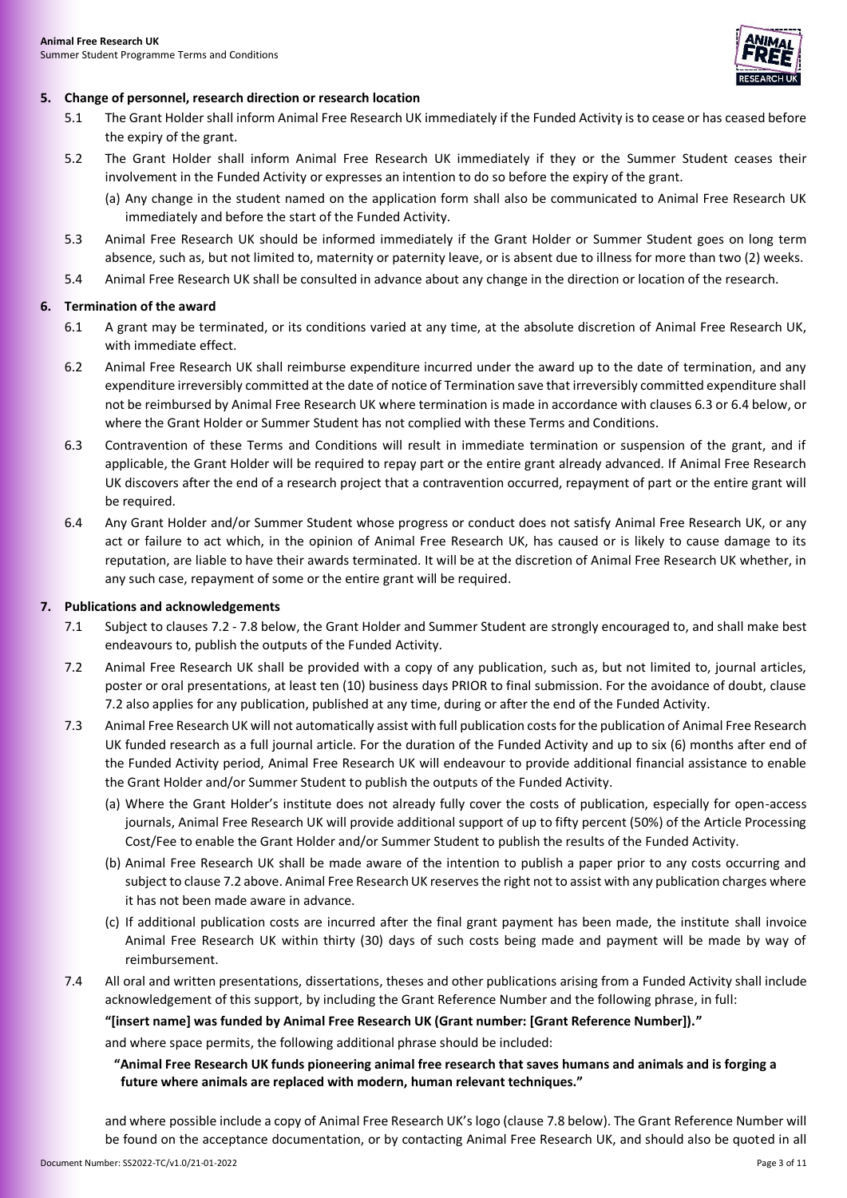**5. Change of personnel, research direction or research location**

5.1 The Grant Holder shall inform Animal Free Research UK immediately if the Funded Activity is to cease or has ceased before the expiry of the grant.

5.2 The Grant Holder shall inform Animal Free Research UK immediately if they or the Summer Student ceases their involvement in the Funded Activity or expresses an intention to do so before the expiry of the grant.

(a) Any change in the student named on the application form shall also be communicated to Animal Free Research UK immediately and before the start of the Funded Activity.

5.3 Animal Free Research UK should be informed immediately if the Grant Holder or Summer Student goes on long term absence, such as, but not limited to, maternity or paternity leave, or is absent due to illness for more than two (2) weeks.

5.4 Animal Free Research UK shall be consulted in advance about any change in the direction or location of the research.

**6. Termination of the award**

6.1 A grant may be terminated, or its conditions varied at any time, at the absolute discretion of Animal Free Research UK, with immediate effect.

6.2 Animal Free Research UK shall reimburse expenditure incurred under the award up to the date of termination, and any expenditure irreversibly committed at the date of notice of Termination save that irreversibly committed expenditure shall not be reimbursed by Animal Free Research UK where termination is made in accordance with clauses 6.3 or 6.4 below, or where the Grant Holder or Summer Student has not complied with these Terms and Conditions.

6.3 Contravention of these Terms and Conditions will result in immediate termination or suspension of the grant, and if applicable, the Grant Holder will be required to repay part or the entire grant already advanced. If Animal Free Research UK discovers after the end of a research project that a contravention occurred, repayment of part or the entire grant will be required.

6.4 Any Grant Holder and/or Summer Student whose progress or conduct does not satisfy Animal Free Research UK, or any act or failure to act which, in the opinion of Animal Free Research UK, has caused or is likely to cause damage to its reputation, are liable to have their awards terminated. It will be at the discretion of Animal Free Research UK whether, in any such case, repayment of some or the entire grant will be required.

**7. Publications and acknowledgements**

7.1 Subject to clauses 7.2 - 7.8 below, the Grant Holder and Summer Student are strongly encouraged to, and shall make best endeavours to, publish the outputs of the Funded Activity.

7.2 Animal Free Research UK shall be provided with a copy of any publication, such as, but not limited to, journal articles, poster or oral presentations, at least ten (10) business days PRIOR to final submission. For the avoidance of doubt, clause 7.2 also applies for any publication, published at any time, during or after the end of the Funded Activity.

7.3 Animal Free Research UK will not automatically assist with full publication costs for the publication of Animal Free Research UK funded research as a full journal article. For the duration of the Funded Activity and up to six (6) months after end of the Funded Activity period, Animal Free Research UK will endeavour to provide additional financial assistance to enable the Grant Holder and/or Summer Student to publish the outputs of the Funded Activity.

(a) Where the Grant Holder's institute does not already fully cover the costs of publication, especially for open-access journals, Animal Free Research UK will provide additional support of up to fifty percent (50%) of the Article Processing Cost/Fee to enable the Grant Holder and/or Summer Student to publish the results of the Funded Activity.

(b) Animal Free Research UK shall be made aware of the intention to publish a paper prior to any costs occurring and subject to clause 7.2 above. Animal Free Research UK reserves the right not to assist with any publication charges where it has not been made aware in advance.

(c) If additional publication costs are incurred after the final grant payment has been made, the institute shall invoice Animal Free Research UK within thirty (30) days of such costs being made and payment will be made by way of reimbursement.

7.4 All oral and written presentations, dissertations, theses and other publications arising from a Funded Activity shall include acknowledgement of this support, by including the Grant Reference Number and the following phrase, in full:

**"[insert name] was funded by Animal Free Research UK (Grant number: [Grant Reference Number])."**

and where space permits, the following additional phrase should be included:

**"Animal Free Research UK funds pioneering animal free research that saves humans and animals and is forging a future where animals are replaced with modern, human relevant techniques."**

and where possible include a copy of Animal Free Research UK's logo (clause 7.8 below). The Grant Reference Number will be found on the acceptance documentation, or by contacting Animal Free Research UK, and should also be quoted in all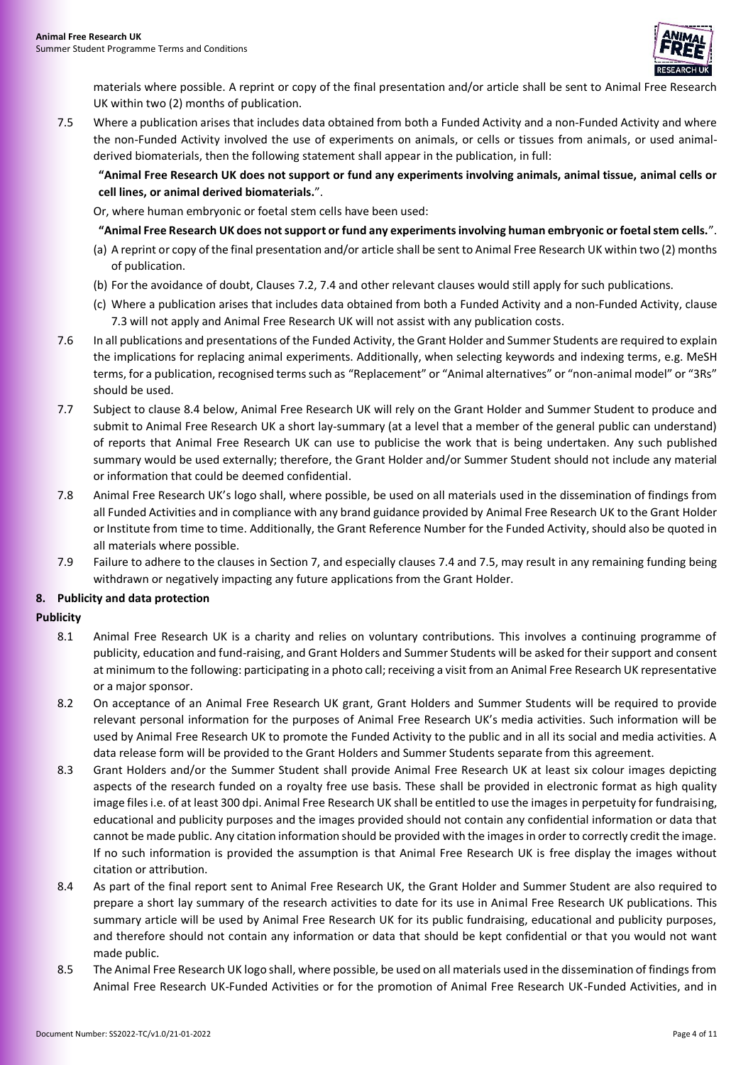materials where possible. A reprint or copy of the final presentation and/or article shall be sent to Animal Free Research UK within two (2) months of publication.

7.5 Where a publication arises that includes data obtained from both a Funded Activity and a non-Funded Activity and where the non-Funded Activity involved the use of experiments on animals, or cells or tissues from animals, or used animal-derived biomaterials, then the following statement shall appear in the publication, in full:

**"Animal Free Research UK does not support or fund any experiments involving animals, animal tissue, animal cells or cell lines, or animal derived biomaterials.**".

Or, where human embryonic or foetal stem cells have been used:

**"Animal Free Research UK does not support or fund any experiments involving human embryonic or foetal stem cells.**".

(a) A reprint or copy of the final presentation and/or article shall be sent to Animal Free Research UK within two (2) months of publication.

(b) For the avoidance of doubt, Clauses 7.2, 7.4 and other relevant clauses would still apply for such publications.

(c) Where a publication arises that includes data obtained from both a Funded Activity and a non-Funded Activity, clause 7.3 will not apply and Animal Free Research UK will not assist with any publication costs.

7.6 In all publications and presentations of the Funded Activity, the Grant Holder and Summer Students are required to explain the implications for replacing animal experiments. Additionally, when selecting keywords and indexing terms, e.g. MeSH terms, for a publication, recognised terms such as "Replacement" or "Animal alternatives" or "non-animal model" or "3Rs" should be used.

7.7 Subject to clause 8.4 below, Animal Free Research UK will rely on the Grant Holder and Summer Student to produce and submit to Animal Free Research UK a short lay-summary (at a level that a member of the general public can understand) of reports that Animal Free Research UK can use to publicise the work that is being undertaken. Any such published summary would be used externally; therefore, the Grant Holder and/or Summer Student should not include any material or information that could be deemed confidential.

7.8 Animal Free Research UK's logo shall, where possible, be used on all materials used in the dissemination of findings from all Funded Activities and in compliance with any brand guidance provided by Animal Free Research UK to the Grant Holder or Institute from time to time. Additionally, the Grant Reference Number for the Funded Activity, should also be quoted in all materials where possible.

7.9 Failure to adhere to the clauses in Section 7, and especially clauses 7.4 and 7.5, may result in any remaining funding being withdrawn or negatively impacting any future applications from the Grant Holder.

## 8. Publicity and data protection

### Publicity

8.1 Animal Free Research UK is a charity and relies on voluntary contributions. This involves a continuing programme of publicity, education and fund-raising, and Grant Holders and Summer Students will be asked for their support and consent at minimum to the following: participating in a photo call; receiving a visit from an Animal Free Research UK representative or a major sponsor.

8.2 On acceptance of an Animal Free Research UK grant, Grant Holders and Summer Students will be required to provide relevant personal information for the purposes of Animal Free Research UK's media activities. Such information will be used by Animal Free Research UK to promote the Funded Activity to the public and in all its social and media activities. A data release form will be provided to the Grant Holders and Summer Students separate from this agreement.

8.3 Grant Holders and/or the Summer Student shall provide Animal Free Research UK at least six colour images depicting aspects of the research funded on a royalty free use basis. These shall be provided in electronic format as high quality image files i.e. of at least 300 dpi. Animal Free Research UK shall be entitled to use the images in perpetuity for fundraising, educational and publicity purposes and the images provided should not contain any confidential information or data that cannot be made public. Any citation information should be provided with the images in order to correctly credit the image. If no such information is provided the assumption is that Animal Free Research UK is free display the images without citation or attribution.

8.4 As part of the final report sent to Animal Free Research UK, the Grant Holder and Summer Student are also required to prepare a short lay summary of the research activities to date for its use in Animal Free Research UK publications. This summary article will be used by Animal Free Research UK for its public fundraising, educational and publicity purposes, and therefore should not contain any information or data that should be kept confidential or that you would not want made public.

8.5 The Animal Free Research UK logo shall, where possible, be used on all materials used in the dissemination of findings from Animal Free Research UK-Funded Activities or for the promotion of Animal Free Research UK-Funded Activities, and in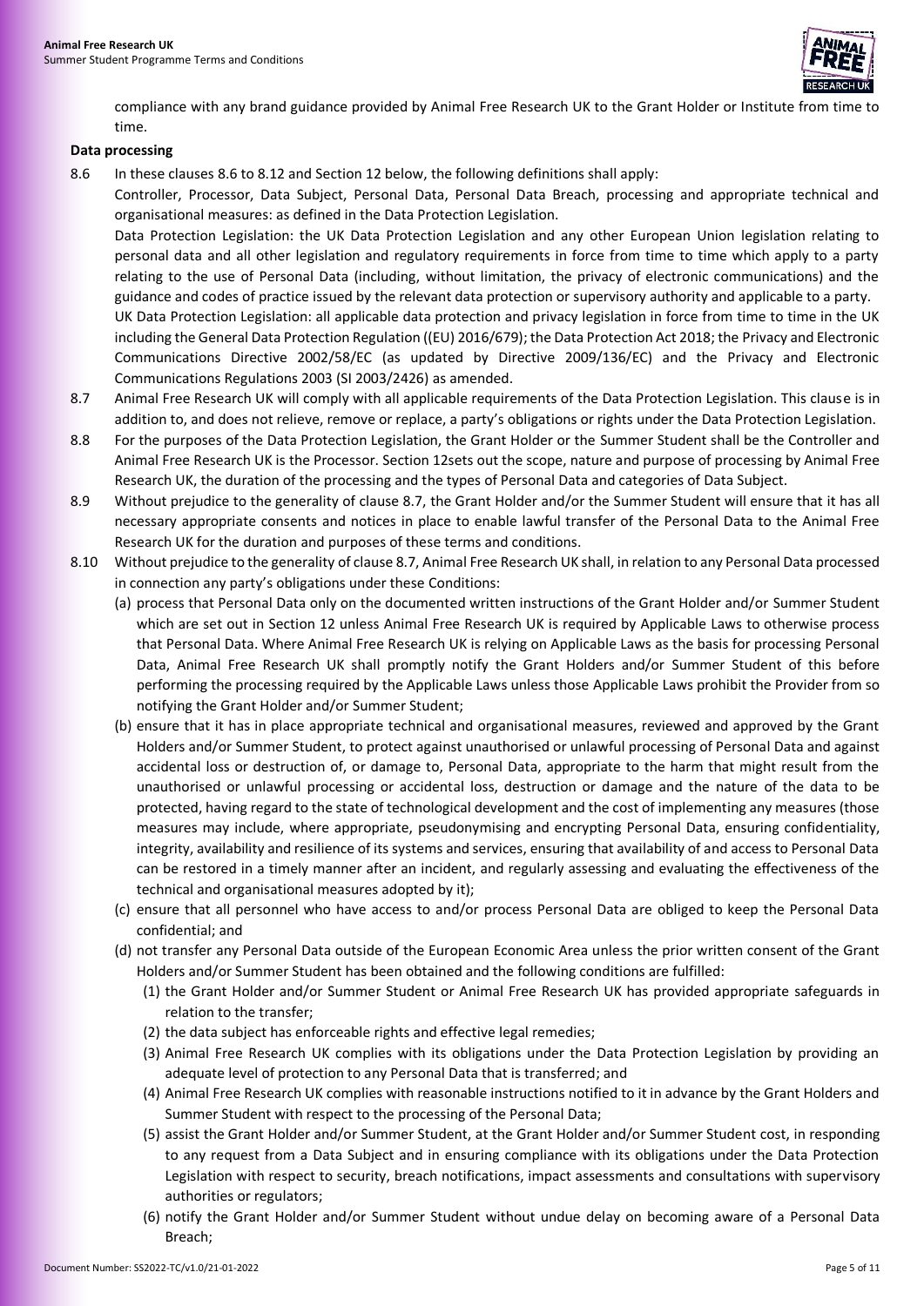compliance with any brand guidance provided by Animal Free Research UK to the Grant Holder or Institute from time to time.

**Data processing**

8.6 In these clauses 8.6 to 8.12 and Section 12 below, the following definitions shall apply:

Controller, Processor, Data Subject, Personal Data, Personal Data Breach, processing and appropriate technical and organisational measures: as defined in the Data Protection Legislation.

Data Protection Legislation: the UK Data Protection Legislation and any other European Union legislation relating to personal data and all other legislation and regulatory requirements in force from time to time which apply to a party relating to the use of Personal Data (including, without limitation, the privacy of electronic communications) and the guidance and codes of practice issued by the relevant data protection or supervisory authority and applicable to a party.

UK Data Protection Legislation: all applicable data protection and privacy legislation in force from time to time in the UK including the General Data Protection Regulation ((EU) 2016/679); the Data Protection Act 2018; the Privacy and Electronic Communications Directive 2002/58/EC (as updated by Directive 2009/136/EC) and the Privacy and Electronic Communications Regulations 2003 (SI 2003/2426) as amended.

8.7 Animal Free Research UK will comply with all applicable requirements of the Data Protection Legislation. This clause is in addition to, and does not relieve, remove or replace, a party's obligations or rights under the Data Protection Legislation.

8.8 For the purposes of the Data Protection Legislation, the Grant Holder or the Summer Student shall be the Controller and Animal Free Research UK is the Processor. Section 12sets out the scope, nature and purpose of processing by Animal Free Research UK, the duration of the processing and the types of Personal Data and categories of Data Subject.

8.9 Without prejudice to the generality of clause 8.7, the Grant Holder and/or the Summer Student will ensure that it has all necessary appropriate consents and notices in place to enable lawful transfer of the Personal Data to the Animal Free Research UK for the duration and purposes of these terms and conditions.

8.10 Without prejudice to the generality of clause 8.7, Animal Free Research UK shall, in relation to any Personal Data processed in connection any party's obligations under these Conditions:

(a) process that Personal Data only on the documented written instructions of the Grant Holder and/or Summer Student which are set out in Section 12 unless Animal Free Research UK is required by Applicable Laws to otherwise process that Personal Data. Where Animal Free Research UK is relying on Applicable Laws as the basis for processing Personal Data, Animal Free Research UK shall promptly notify the Grant Holders and/or Summer Student of this before performing the processing required by the Applicable Laws unless those Applicable Laws prohibit the Provider from so notifying the Grant Holder and/or Summer Student;

(b) ensure that it has in place appropriate technical and organisational measures, reviewed and approved by the Grant Holders and/or Summer Student, to protect against unauthorised or unlawful processing of Personal Data and against accidental loss or destruction of, or damage to, Personal Data, appropriate to the harm that might result from the unauthorised or unlawful processing or accidental loss, destruction or damage and the nature of the data to be protected, having regard to the state of technological development and the cost of implementing any measures (those measures may include, where appropriate, pseudonymising and encrypting Personal Data, ensuring confidentiality, integrity, availability and resilience of its systems and services, ensuring that availability of and access to Personal Data can be restored in a timely manner after an incident, and regularly assessing and evaluating the effectiveness of the technical and organisational measures adopted by it);

(c) ensure that all personnel who have access to and/or process Personal Data are obliged to keep the Personal Data confidential; and

(d) not transfer any Personal Data outside of the European Economic Area unless the prior written consent of the Grant Holders and/or Summer Student has been obtained and the following conditions are fulfilled:

(1) the Grant Holder and/or Summer Student or Animal Free Research UK has provided appropriate safeguards in relation to the transfer;

(2) the data subject has enforceable rights and effective legal remedies;

(3) Animal Free Research UK complies with its obligations under the Data Protection Legislation by providing an adequate level of protection to any Personal Data that is transferred; and

(4) Animal Free Research UK complies with reasonable instructions notified to it in advance by the Grant Holders and Summer Student with respect to the processing of the Personal Data;

(5) assist the Grant Holder and/or Summer Student, at the Grant Holder and/or Summer Student cost, in responding to any request from a Data Subject and in ensuring compliance with its obligations under the Data Protection Legislation with respect to security, breach notifications, impact assessments and consultations with supervisory authorities or regulators;

(6) notify the Grant Holder and/or Summer Student without undue delay on becoming aware of a Personal Data Breach;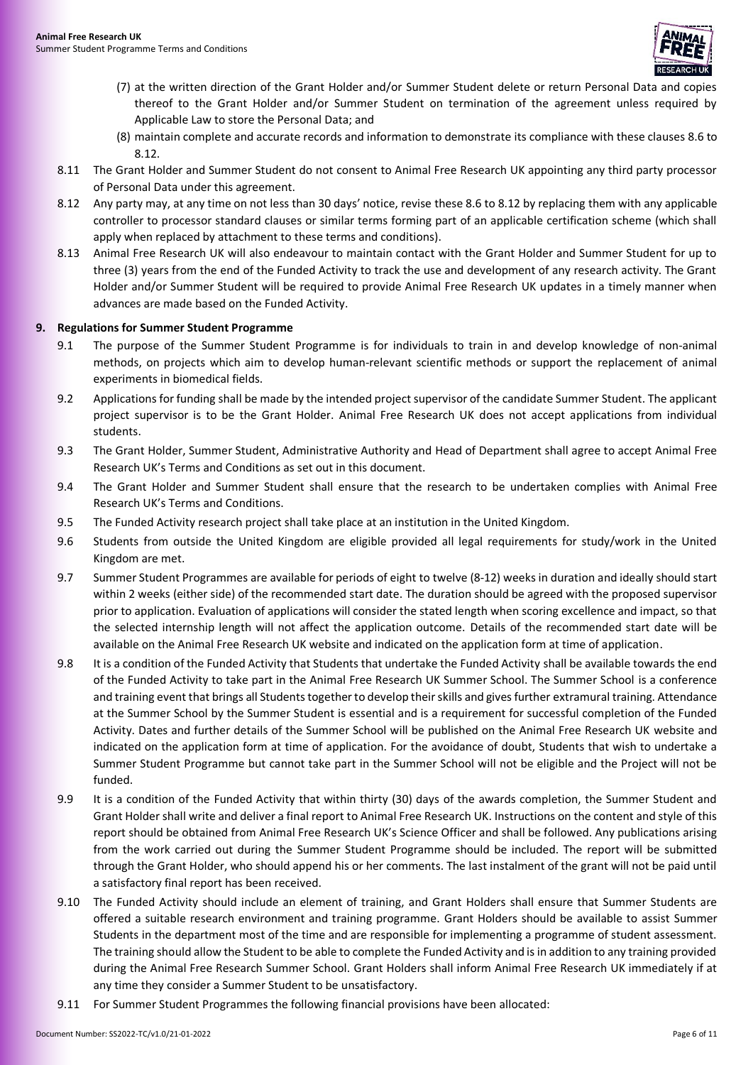(7) at the written direction of the Grant Holder and/or Summer Student delete or return Personal Data and copies thereof to the Grant Holder and/or Summer Student on termination of the agreement unless required by Applicable Law to store the Personal Data; and

(8) maintain complete and accurate records and information to demonstrate its compliance with these clauses 8.6 to 8.12.

8.11 The Grant Holder and Summer Student do not consent to Animal Free Research UK appointing any third party processor of Personal Data under this agreement.

8.12 Any party may, at any time on not less than 30 days' notice, revise these 8.6 to 8.12 by replacing them with any applicable controller to processor standard clauses or similar terms forming part of an applicable certification scheme (which shall apply when replaced by attachment to these terms and conditions).

8.13 Animal Free Research UK will also endeavour to maintain contact with the Grant Holder and Summer Student for up to three (3) years from the end of the Funded Activity to track the use and development of any research activity. The Grant Holder and/or Summer Student will be required to provide Animal Free Research UK updates in a timely manner when advances are made based on the Funded Activity.

**9. Regulations for Summer Student Programme**

9.1 The purpose of the Summer Student Programme is for individuals to train in and develop knowledge of non-animal methods, on projects which aim to develop human-relevant scientific methods or support the replacement of animal experiments in biomedical fields.

9.2 Applications for funding shall be made by the intended project supervisor of the candidate Summer Student. The applicant project supervisor is to be the Grant Holder. Animal Free Research UK does not accept applications from individual students.

9.3 The Grant Holder, Summer Student, Administrative Authority and Head of Department shall agree to accept Animal Free Research UK's Terms and Conditions as set out in this document.

9.4 The Grant Holder and Summer Student shall ensure that the research to be undertaken complies with Animal Free Research UK's Terms and Conditions.

9.5 The Funded Activity research project shall take place at an institution in the United Kingdom.

9.6 Students from outside the United Kingdom are eligible provided all legal requirements for study/work in the United Kingdom are met.

9.7 Summer Student Programmes are available for periods of eight to twelve (8-12) weeks in duration and ideally should start within 2 weeks (either side) of the recommended start date. The duration should be agreed with the proposed supervisor prior to application. Evaluation of applications will consider the stated length when scoring excellence and impact, so that the selected internship length will not affect the application outcome. Details of the recommended start date will be available on the Animal Free Research UK website and indicated on the application form at time of application.

9.8 It is a condition of the Funded Activity that Students that undertake the Funded Activity shall be available towards the end of the Funded Activity to take part in the Animal Free Research UK Summer School. The Summer School is a conference and training event that brings all Students together to develop their skills and gives further extramural training. Attendance at the Summer School by the Summer Student is essential and is a requirement for successful completion of the Funded Activity. Dates and further details of the Summer School will be published on the Animal Free Research UK website and indicated on the application form at time of application. For the avoidance of doubt, Students that wish to undertake a Summer Student Programme but cannot take part in the Summer School will not be eligible and the Project will not be funded.

9.9 It is a condition of the Funded Activity that within thirty (30) days of the awards completion, the Summer Student and Grant Holder shall write and deliver a final report to Animal Free Research UK. Instructions on the content and style of this report should be obtained from Animal Free Research UK's Science Officer and shall be followed. Any publications arising from the work carried out during the Summer Student Programme should be included. The report will be submitted through the Grant Holder, who should append his or her comments. The last instalment of the grant will not be paid until a satisfactory final report has been received.

9.10 The Funded Activity should include an element of training, and Grant Holders shall ensure that Summer Students are offered a suitable research environment and training programme. Grant Holders should be available to assist Summer Students in the department most of the time and are responsible for implementing a programme of student assessment. The training should allow the Student to be able to complete the Funded Activity and is in addition to any training provided during the Animal Free Research Summer School. Grant Holders shall inform Animal Free Research UK immediately if at any time they consider a Summer Student to be unsatisfactory.

9.11 For Summer Student Programmes the following financial provisions have been allocated: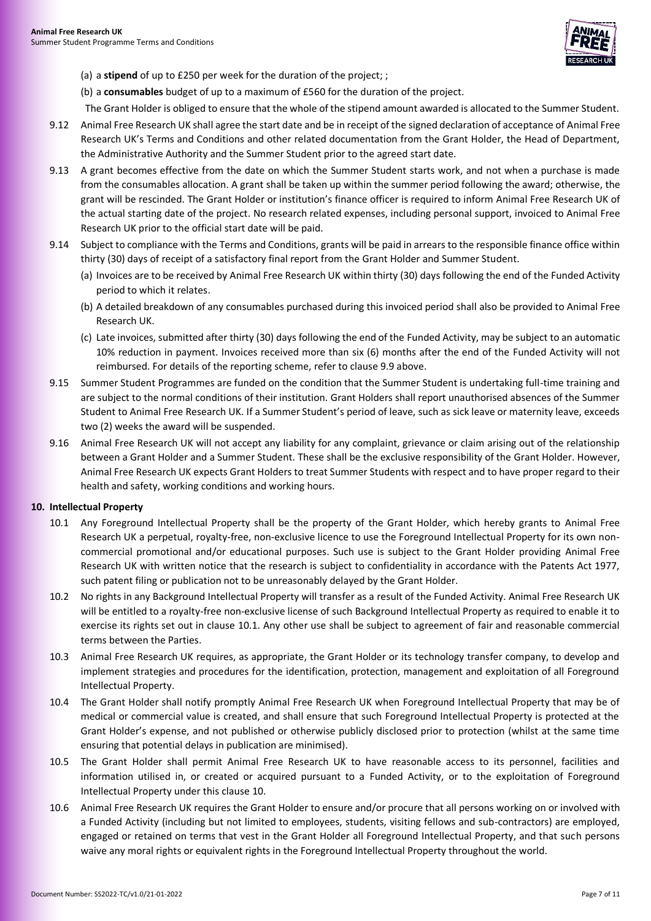(a) a **stipend** of up to £250 per week for the duration of the project; ;

(b) a **consumables** budget of up to a maximum of £560 for the duration of the project.

The Grant Holder is obliged to ensure that the whole of the stipend amount awarded is allocated to the Summer Student.

9.12 Animal Free Research UK shall agree the start date and be in receipt of the signed declaration of acceptance of Animal Free Research UK's Terms and Conditions and other related documentation from the Grant Holder, the Head of Department, the Administrative Authority and the Summer Student prior to the agreed start date.

9.13 A grant becomes effective from the date on which the Summer Student starts work, and not when a purchase is made from the consumables allocation. A grant shall be taken up within the summer period following the award; otherwise, the grant will be rescinded. The Grant Holder or institution's finance officer is required to inform Animal Free Research UK of the actual starting date of the project. No research related expenses, including personal support, invoiced to Animal Free Research UK prior to the official start date will be paid.

9.14 Subject to compliance with the Terms and Conditions, grants will be paid in arrears to the responsible finance office within thirty (30) days of receipt of a satisfactory final report from the Grant Holder and Summer Student.

(a) Invoices are to be received by Animal Free Research UK within thirty (30) days following the end of the Funded Activity period to which it relates.

(b) A detailed breakdown of any consumables purchased during this invoiced period shall also be provided to Animal Free Research UK.

(c) Late invoices, submitted after thirty (30) days following the end of the Funded Activity, may be subject to an automatic 10% reduction in payment. Invoices received more than six (6) months after the end of the Funded Activity will not reimbursed. For details of the reporting scheme, refer to clause 9.9 above.

9.15 Summer Student Programmes are funded on the condition that the Summer Student is undertaking full-time training and are subject to the normal conditions of their institution. Grant Holders shall report unauthorised absences of the Summer Student to Animal Free Research UK. If a Summer Student's period of leave, such as sick leave or maternity leave, exceeds two (2) weeks the award will be suspended.

9.16 Animal Free Research UK will not accept any liability for any complaint, grievance or claim arising out of the relationship between a Grant Holder and a Summer Student. These shall be the exclusive responsibility of the Grant Holder. However, Animal Free Research UK expects Grant Holders to treat Summer Students with respect and to have proper regard to their health and safety, working conditions and working hours.

**10. Intellectual Property**

10.1 Any Foreground Intellectual Property shall be the property of the Grant Holder, which hereby grants to Animal Free Research UK a perpetual, royalty-free, non-exclusive licence to use the Foreground Intellectual Property for its own non-commercial promotional and/or educational purposes. Such use is subject to the Grant Holder providing Animal Free Research UK with written notice that the research is subject to confidentiality in accordance with the Patents Act 1977, such patent filing or publication not to be unreasonably delayed by the Grant Holder.

10.2 No rights in any Background Intellectual Property will transfer as a result of the Funded Activity. Animal Free Research UK will be entitled to a royalty-free non-exclusive license of such Background Intellectual Property as required to enable it to exercise its rights set out in clause 10.1. Any other use shall be subject to agreement of fair and reasonable commercial terms between the Parties.

10.3 Animal Free Research UK requires, as appropriate, the Grant Holder or its technology transfer company, to develop and implement strategies and procedures for the identification, protection, management and exploitation of all Foreground Intellectual Property.

10.4 The Grant Holder shall notify promptly Animal Free Research UK when Foreground Intellectual Property that may be of medical or commercial value is created, and shall ensure that such Foreground Intellectual Property is protected at the Grant Holder's expense, and not published or otherwise publicly disclosed prior to protection (whilst at the same time ensuring that potential delays in publication are minimised).

10.5 The Grant Holder shall permit Animal Free Research UK to have reasonable access to its personnel, facilities and information utilised in, or created or acquired pursuant to a Funded Activity, or to the exploitation of Foreground Intellectual Property under this clause 10.

10.6 Animal Free Research UK requires the Grant Holder to ensure and/or procure that all persons working on or involved with a Funded Activity (including but not limited to employees, students, visiting fellows and sub-contractors) are employed, engaged or retained on terms that vest in the Grant Holder all Foreground Intellectual Property, and that such persons waive any moral rights or equivalent rights in the Foreground Intellectual Property throughout the world.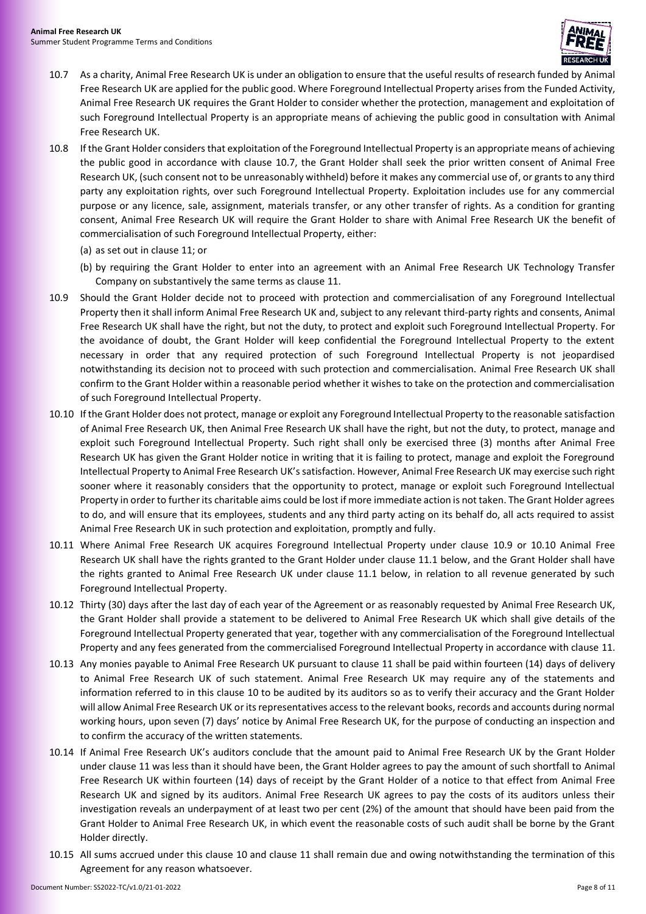10.7 As a charity, Animal Free Research UK is under an obligation to ensure that the useful results of research funded by Animal Free Research UK are applied for the public good. Where Foreground Intellectual Property arises from the Funded Activity, Animal Free Research UK requires the Grant Holder to consider whether the protection, management and exploitation of such Foreground Intellectual Property is an appropriate means of achieving the public good in consultation with Animal Free Research UK.

10.8 If the Grant Holder considers that exploitation of the Foreground Intellectual Property is an appropriate means of achieving the public good in accordance with clause 10.7, the Grant Holder shall seek the prior written consent of Animal Free Research UK, (such consent not to be unreasonably withheld) before it makes any commercial use of, or grants to any third party any exploitation rights, over such Foreground Intellectual Property. Exploitation includes use for any commercial purpose or any licence, sale, assignment, materials transfer, or any other transfer of rights. As a condition for granting consent, Animal Free Research UK will require the Grant Holder to share with Animal Free Research UK the benefit of commercialisation of such Foreground Intellectual Property, either:

(a) as set out in clause 11; or

(b) by requiring the Grant Holder to enter into an agreement with an Animal Free Research UK Technology Transfer Company on substantively the same terms as clause 11.

10.9 Should the Grant Holder decide not to proceed with protection and commercialisation of any Foreground Intellectual Property then it shall inform Animal Free Research UK and, subject to any relevant third-party rights and consents, Animal Free Research UK shall have the right, but not the duty, to protect and exploit such Foreground Intellectual Property. For the avoidance of doubt, the Grant Holder will keep confidential the Foreground Intellectual Property to the extent necessary in order that any required protection of such Foreground Intellectual Property is not jeopardised notwithstanding its decision not to proceed with such protection and commercialisation. Animal Free Research UK shall confirm to the Grant Holder within a reasonable period whether it wishes to take on the protection and commercialisation of such Foreground Intellectual Property.

10.10 If the Grant Holder does not protect, manage or exploit any Foreground Intellectual Property to the reasonable satisfaction of Animal Free Research UK, then Animal Free Research UK shall have the right, but not the duty, to protect, manage and exploit such Foreground Intellectual Property. Such right shall only be exercised three (3) months after Animal Free Research UK has given the Grant Holder notice in writing that it is failing to protect, manage and exploit the Foreground Intellectual Property to Animal Free Research UK's satisfaction. However, Animal Free Research UK may exercise such right sooner where it reasonably considers that the opportunity to protect, manage or exploit such Foreground Intellectual Property in order to further its charitable aims could be lost if more immediate action is not taken. The Grant Holder agrees to do, and will ensure that its employees, students and any third party acting on its behalf do, all acts required to assist Animal Free Research UK in such protection and exploitation, promptly and fully.

10.11 Where Animal Free Research UK acquires Foreground Intellectual Property under clause 10.9 or 10.10 Animal Free Research UK shall have the rights granted to the Grant Holder under clause 11.1 below, and the Grant Holder shall have the rights granted to Animal Free Research UK under clause 11.1 below, in relation to all revenue generated by such Foreground Intellectual Property.

10.12 Thirty (30) days after the last day of each year of the Agreement or as reasonably requested by Animal Free Research UK, the Grant Holder shall provide a statement to be delivered to Animal Free Research UK which shall give details of the Foreground Intellectual Property generated that year, together with any commercialisation of the Foreground Intellectual Property and any fees generated from the commercialised Foreground Intellectual Property in accordance with clause 11.

10.13 Any monies payable to Animal Free Research UK pursuant to clause 11 shall be paid within fourteen (14) days of delivery to Animal Free Research UK of such statement. Animal Free Research UK may require any of the statements and information referred to in this clause 10 to be audited by its auditors so as to verify their accuracy and the Grant Holder will allow Animal Free Research UK or its representatives access to the relevant books, records and accounts during normal working hours, upon seven (7) days' notice by Animal Free Research UK, for the purpose of conducting an inspection and to confirm the accuracy of the written statements.

10.14 If Animal Free Research UK's auditors conclude that the amount paid to Animal Free Research UK by the Grant Holder under clause 11 was less than it should have been, the Grant Holder agrees to pay the amount of such shortfall to Animal Free Research UK within fourteen (14) days of receipt by the Grant Holder of a notice to that effect from Animal Free Research UK and signed by its auditors. Animal Free Research UK agrees to pay the costs of its auditors unless their investigation reveals an underpayment of at least two per cent (2%) of the amount that should have been paid from the Grant Holder to Animal Free Research UK, in which event the reasonable costs of such audit shall be borne by the Grant Holder directly.

10.15 All sums accrued under this clause 10 and clause 11 shall remain due and owing notwithstanding the termination of this Agreement for any reason whatsoever.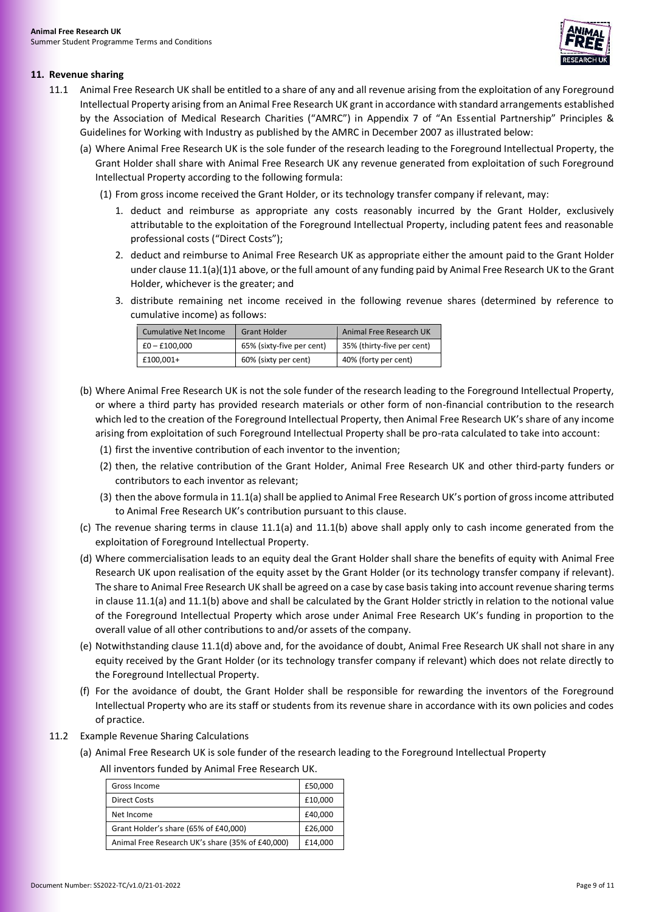## 11. Revenue sharing

11.1 Animal Free Research UK shall be entitled to a share of any and all revenue arising from the exploitation of any Foreground Intellectual Property arising from an Animal Free Research UK grant in accordance with standard arrangements established by the Association of Medical Research Charities ("AMRC") in Appendix 7 of "An Essential Partnership" Principles & Guidelines for Working with Industry as published by the AMRC in December 2007 as illustrated below:

(a) Where Animal Free Research UK is the sole funder of the research leading to the Foreground Intellectual Property, the Grant Holder shall share with Animal Free Research UK any revenue generated from exploitation of such Foreground Intellectual Property according to the following formula:

(1) From gross income received the Grant Holder, or its technology transfer company if relevant, may:

1. deduct and reimburse as appropriate any costs reasonably incurred by the Grant Holder, exclusively attributable to the exploitation of the Foreground Intellectual Property, including patent fees and reasonable professional costs ("Direct Costs");
2. deduct and reimburse to Animal Free Research UK as appropriate either the amount paid to the Grant Holder under clause 11.1(a)(1)1 above, or the full amount of any funding paid by Animal Free Research UK to the Grant Holder, whichever is the greater; and
3. distribute remaining net income received in the following revenue shares (determined by reference to cumulative income) as follows:

| Cumulative Net Income | Grant Holder | Animal Free Research UK |
|---|---|---|
| £0 – £100,000 | 65% (sixty-five per cent) | 35% (thirty-five per cent) |
| £100,001+ | 60% (sixty per cent) | 40% (forty per cent) |

(b) Where Animal Free Research UK is not the sole funder of the research leading to the Foreground Intellectual Property, or where a third party has provided research materials or other form of non-financial contribution to the research which led to the creation of the Foreground Intellectual Property, then Animal Free Research UK's share of any income arising from exploitation of such Foreground Intellectual Property shall be pro-rata calculated to take into account:

(1) first the inventive contribution of each inventor to the invention;

(2) then, the relative contribution of the Grant Holder, Animal Free Research UK and other third-party funders or contributors to each inventor as relevant;

(3) then the above formula in 11.1(a) shall be applied to Animal Free Research UK's portion of gross income attributed to Animal Free Research UK's contribution pursuant to this clause.

(c) The revenue sharing terms in clause 11.1(a) and 11.1(b) above shall apply only to cash income generated from the exploitation of Foreground Intellectual Property.

(d) Where commercialisation leads to an equity deal the Grant Holder shall share the benefits of equity with Animal Free Research UK upon realisation of the equity asset by the Grant Holder (or its technology transfer company if relevant). The share to Animal Free Research UK shall be agreed on a case by case basis taking into account revenue sharing terms in clause 11.1(a) and 11.1(b) above and shall be calculated by the Grant Holder strictly in relation to the notional value of the Foreground Intellectual Property which arose under Animal Free Research UK's funding in proportion to the overall value of all other contributions to and/or assets of the company.

(e) Notwithstanding clause 11.1(d) above and, for the avoidance of doubt, Animal Free Research UK shall not share in any equity received by the Grant Holder (or its technology transfer company if relevant) which does not relate directly to the Foreground Intellectual Property.

(f) For the avoidance of doubt, the Grant Holder shall be responsible for rewarding the inventors of the Foreground Intellectual Property who are its staff or students from its revenue share in accordance with its own policies and codes of practice.

11.2 Example Revenue Sharing Calculations

(a) Animal Free Research UK is sole funder of the research leading to the Foreground Intellectual Property

All inventors funded by Animal Free Research UK.

| Gross Income | £50,000 |
|---|---|
| Direct Costs | £10,000 |
| Net Income | £40,000 |
| Grant Holder's share (65% of £40,000) | £26,000 |
| Animal Free Research UK's share (35% of £40,000) | £14,000 |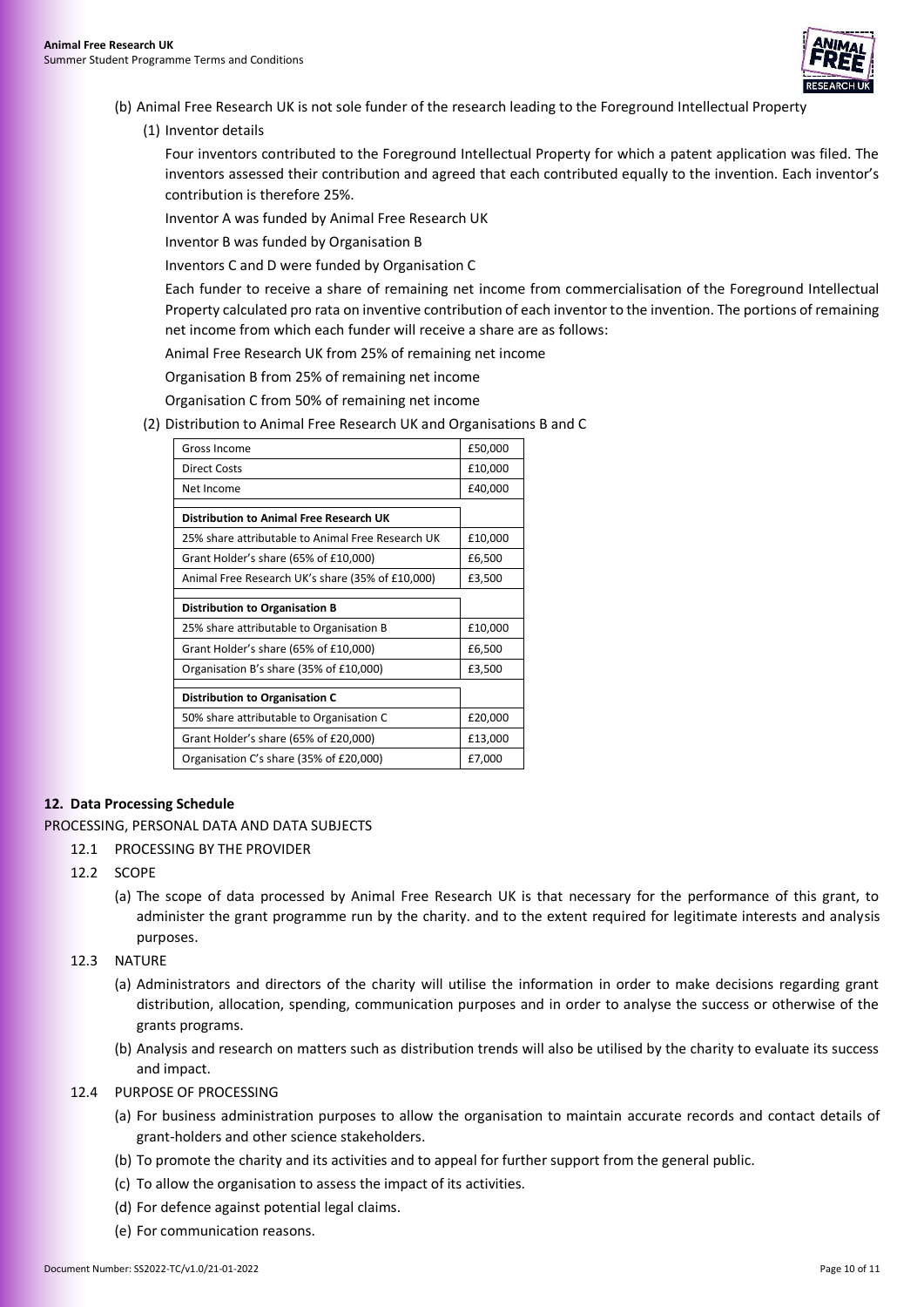(b) Animal Free Research UK is not sole funder of the research leading to the Foreground Intellectual Property

(1) Inventor details

Four inventors contributed to the Foreground Intellectual Property for which a patent application was filed. The inventors assessed their contribution and agreed that each contributed equally to the invention. Each inventor's contribution is therefore 25%.

Inventor A was funded by Animal Free Research UK

Inventor B was funded by Organisation B

Inventors C and D were funded by Organisation C

Each funder to receive a share of remaining net income from commercialisation of the Foreground Intellectual Property calculated pro rata on inventive contribution of each inventor to the invention. The portions of remaining net income from which each funder will receive a share are as follows:

Animal Free Research UK from 25% of remaining net income

Organisation B from 25% of remaining net income

Organisation C from 50% of remaining net income

(2) Distribution to Animal Free Research UK and Organisations B and C

| Gross Income | £50,000 |
|---|---|
| Direct Costs | £10,000 |
| Net Income | £40,000 |
| **Distribution to Animal Free Research UK** | |
| 25% share attributable to Animal Free Research UK | £10,000 |
| Grant Holder's share (65% of £10,000) | £6,500 |
| Animal Free Research UK's share (35% of £10,000) | £3,500 |
| **Distribution to Organisation B** | |
| 25% share attributable to Organisation B | £10,000 |
| Grant Holder's share (65% of £10,000) | £6,500 |
| Organisation B's share (35% of £10,000) | £3,500 |
| **Distribution to Organisation C** | |
| 50% share attributable to Organisation C | £20,000 |
| Grant Holder's share (65% of £20,000) | £13,000 |
| Organisation C's share (35% of £20,000) | £7,000 |

## 12. Data Processing Schedule

PROCESSING, PERSONAL DATA AND DATA SUBJECTS

12.1 PROCESSING BY THE PROVIDER

12.2 SCOPE

(a) The scope of data processed by Animal Free Research UK is that necessary for the performance of this grant, to administer the grant programme run by the charity. and to the extent required for legitimate interests and analysis purposes.

12.3 NATURE

(a) Administrators and directors of the charity will utilise the information in order to make decisions regarding grant distribution, allocation, spending, communication purposes and in order to analyse the success or otherwise of the grants programs.

(b) Analysis and research on matters such as distribution trends will also be utilised by the charity to evaluate its success and impact.

12.4 PURPOSE OF PROCESSING

(a) For business administration purposes to allow the organisation to maintain accurate records and contact details of grant-holders and other science stakeholders.

(b) To promote the charity and its activities and to appeal for further support from the general public.

(c) To allow the organisation to assess the impact of its activities.

(d) For defence against potential legal claims.

(e) For communication reasons.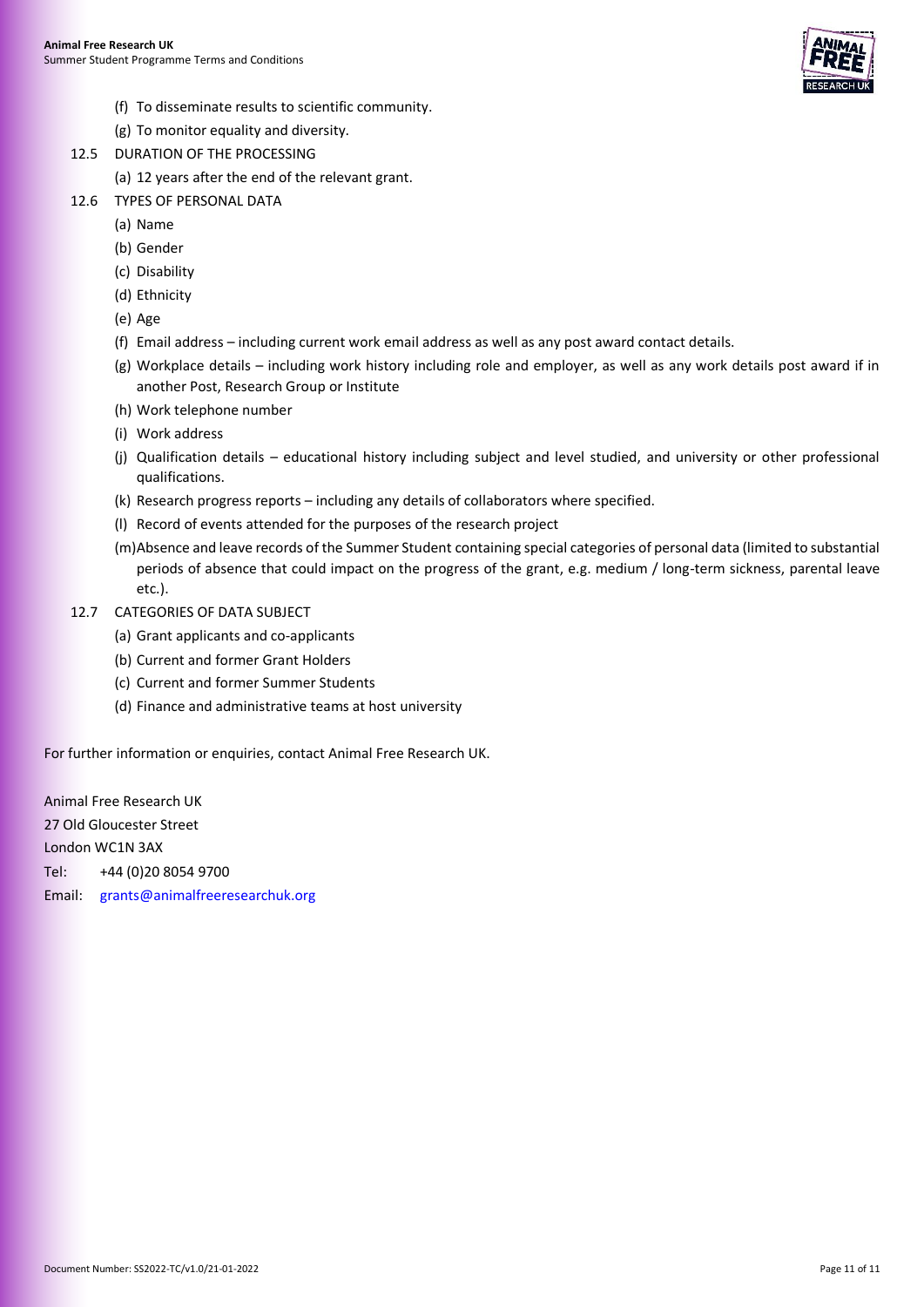(f) To disseminate results to scientific community.

(g) To monitor equality and diversity.

12.5 DURATION OF THE PROCESSING

(a) 12 years after the end of the relevant grant.

12.6 TYPES OF PERSONAL DATA

(a) Name

(b) Gender

(c) Disability

(d) Ethnicity

(e) Age

(f) Email address – including current work email address as well as any post award contact details.

(g) Workplace details – including work history including role and employer, as well as any work details post award if in another Post, Research Group or Institute

(h) Work telephone number

(i) Work address

(j) Qualification details – educational history including subject and level studied, and university or other professional qualifications.

(k) Research progress reports – including any details of collaborators where specified.

(l) Record of events attended for the purposes of the research project

(m) Absence and leave records of the Summer Student containing special categories of personal data (limited to substantial periods of absence that could impact on the progress of the grant, e.g. medium / long-term sickness, parental leave etc.).

12.7 CATEGORIES OF DATA SUBJECT

(a) Grant applicants and co-applicants

(b) Current and former Grant Holders

(c) Current and former Summer Students

(d) Finance and administrative teams at host university

For further information or enquiries, contact Animal Free Research UK.

Animal Free Research UK
27 Old Gloucester Street
London WC1N 3AX
Tel: +44 (0)20 8054 9700
Email: grants@animalfreeresearchuk.org

Document Number: SS2022-TC/v1.0/21-01-2022